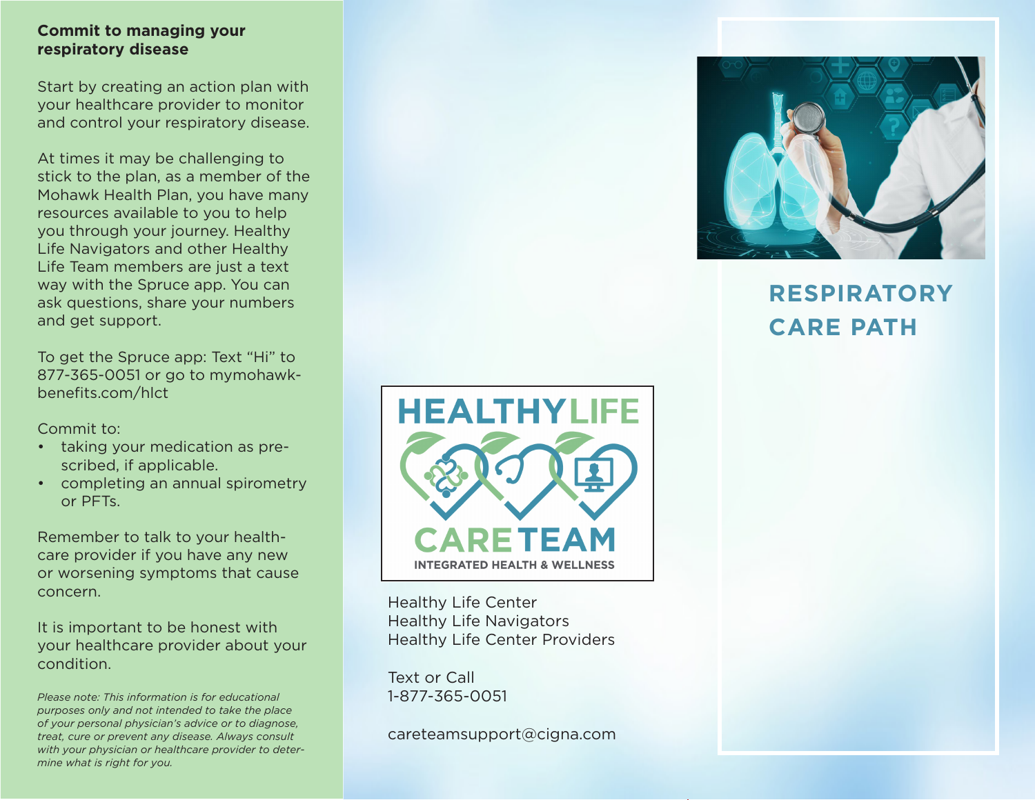## Commit to managing your respiratory disease

Start by creating an action plan with your healthcare provider to monitor and control your respiratory disease.

At times it may be challenging to stick to the plan, as a member of the Mohawk Health Plan, you have many resources available to you to help you through your journey. Healthy Life Navigators and other Healthy Life Team members are just a text way with the Spruce app. You can ask questions, share your numbers and get support.

To get the Spruce app: Text "Hi" to 877-365-0051 or go to mymohawk-benefits.com/hlct

Commit to:

- taking your medication as prescribed, if applicable.
- completing an annual spirometry or PFTs.

Remember to talk to your healthcare provider if you have any new or worsening symptoms that cause concern.

It is important to be honest with your healthcare provider about your condition.

*Please note: This information is for educational purposes only and not intended to take the place of your personal physician's advice or to diagnose, treat, cure or prevent any disease. Always consult with your physician or healthcare provider to determine what is right for you.*

**HEALTHYLIFE CARETEAM**

**INTEGRATED HEALTH & WELLNESS**

Healthy Life Center
Healthy Life Navigators
Healthy Life Center Providers

Text or Call
1-877-365-0051

careteamsupport@cigna.com

# RESPIRATORY CARE PATH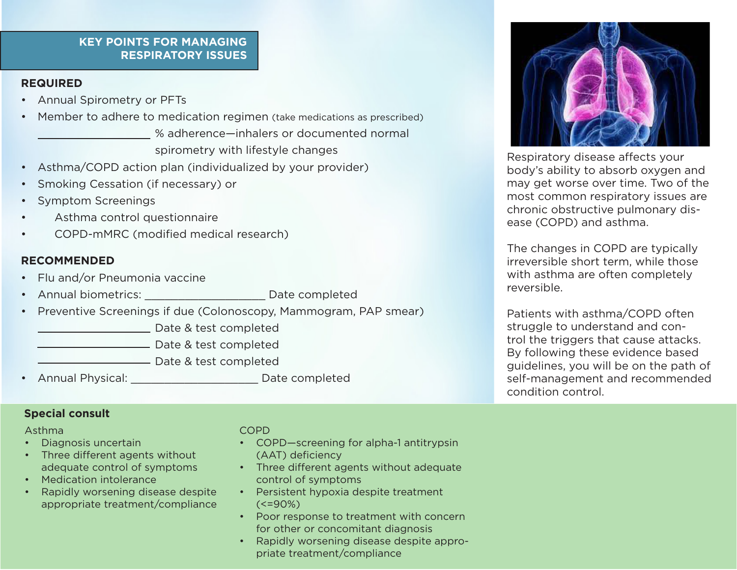## KEY POINTS FOR MANAGING RESPIRATORY ISSUES

**REQUIRED**

- Annual Spirometry or PFTs
- Member to adhere to medication regimen (take medications as prescribed)

  ____________________ % adherence—inhalers or documented normal spirometry with lifestyle changes
- Asthma/COPD action plan (individualized by your provider)
- Smoking Cessation (if necessary) or
- Symptom Screenings
  - Asthma control questionnaire
  - COPD-mMRC (modified medical research)

**RECOMMENDED**

- Flu and/or Pneumonia vaccine
- Annual biometrics: ____________________ Date completed
- Preventive Screenings if due (Colonoscopy, Mammogram, PAP smear)

  ____________________ Date & test completed

  ____________________ Date & test completed

  ____________________ Date & test completed
- Annual Physical: ______________________ Date completed

Respiratory disease affects your body's ability to absorb oxygen and may get worse over time. Two of the most common respiratory issues are chronic obstructive pulmonary disease (COPD) and asthma.

The changes in COPD are typically irreversible short term, while those with asthma are often completely reversible.

Patients with asthma/COPD often struggle to understand and control the triggers that cause attacks. By following these evidence based guidelines, you will be on the path of self-management and recommended condition control.

### Special consult

Asthma

- Diagnosis uncertain
- Three different agents without adequate control of symptoms
- Medication intolerance
- Rapidly worsening disease despite appropriate treatment/compliance

COPD

- COPD—screening for alpha-1 antitrypsin (AAT) deficiency
- Three different agents without adequate control of symptoms
- Persistent hypoxia despite treatment (<=90%)
- Poor response to treatment with concern for other or concomitant diagnosis
- Rapidly worsening disease despite appropriate treatment/compliance